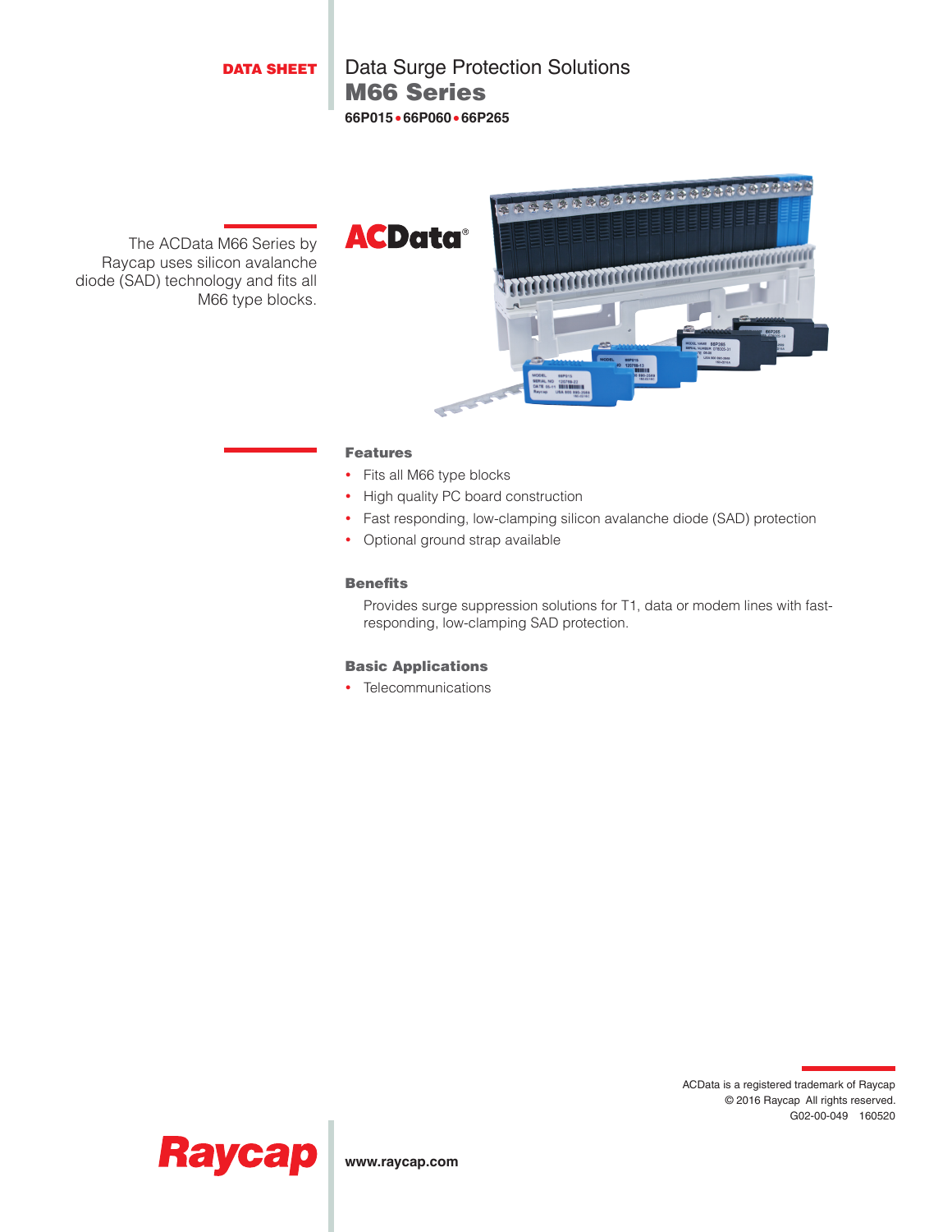DATA SHEET

# Data Surge Protection Solutions

## M66 Series

**66P015 • 66P060 • 66P265**

The ACData M66 Series by Raycap uses silicon avalanche diode (SAD) technology and fits all M66 type blocks.

ACData®

### Features

- Fits all M66 type blocks
- High quality PC board construction
- Fast responding, low-clamping silicon avalanche diode (SAD) protection
- Optional ground strap available

### Benefits

Provides surge suppression solutions for T1, data or modem lines with fast-responding, low-clamping SAD protection.

### Basic Applications

- Telecommunications

ACData is a registered trademark of Raycap
© 2016 Raycap All rights reserved.
G02-00-049 160520

Raycap

**www.raycap.com**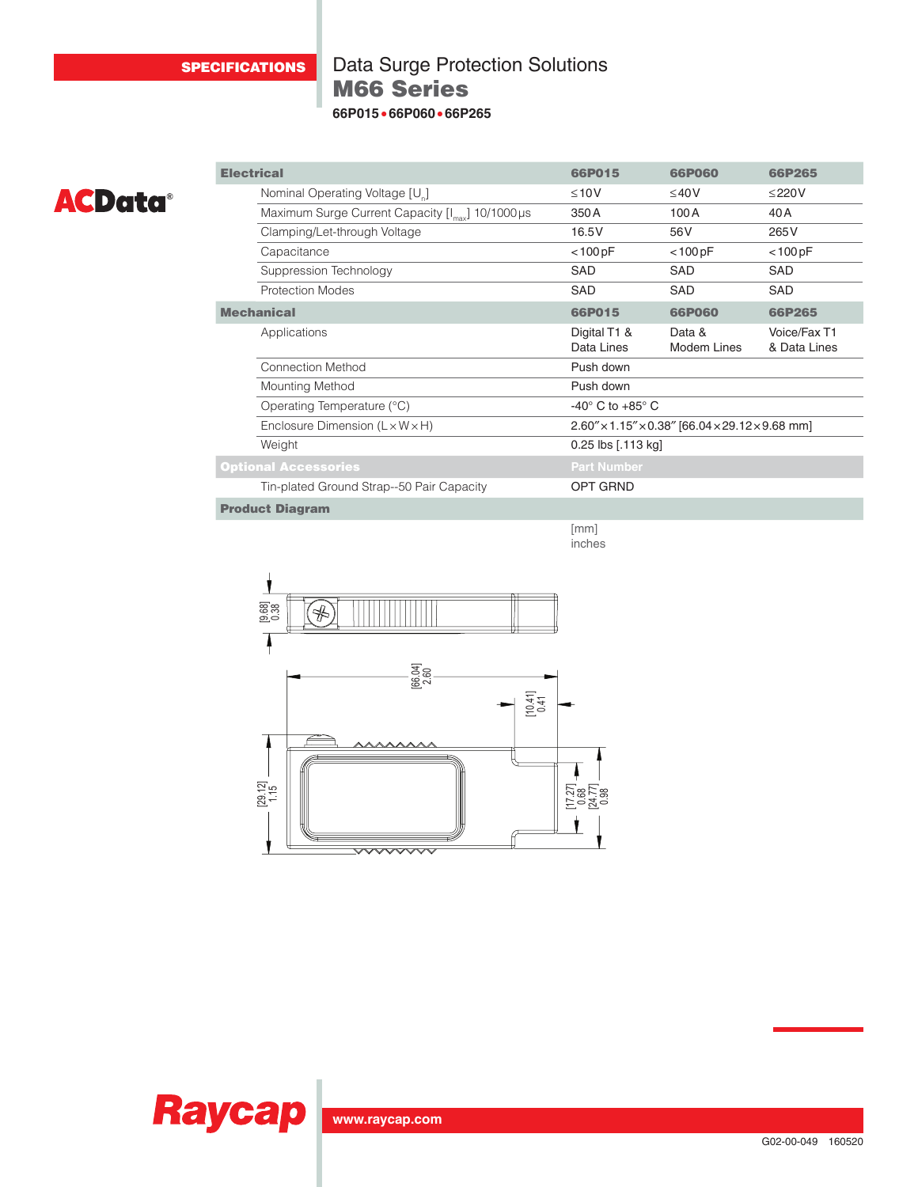SPECIFICATIONS

# Data Surge Protection Solutions

## M66 Series

**66P015 • 66P060 • 66P265**

ACData®

| Electrical | 66P015 | 66P060 | 66P265 |
|---|---|---|---|
| Nominal Operating Voltage [$U_n$] | ≤10V | ≤40V | ≤220V |
| Maximum Surge Current Capacity [$I_{max}$] 10/1000µs | 350A | 100A | 40A |
| Clamping/Let-through Voltage | 16.5V | 56V | 265V |
| Capacitance | <100pF | <100pF | <100pF |
| Suppression Technology | SAD | SAD | SAD |
| Protection Modes | SAD | SAD | SAD |
| **Mechanical** | **66P015** | **66P060** | **66P265** |
| Applications | Digital T1 & Data Lines | Data & Modem Lines | Voice/Fax T1 & Data Lines |
| Connection Method | Push down | | |
| Mounting Method | Push down | | |
| Operating Temperature (°C) | -40° C to +85° C | | |
| Enclosure Dimension (L×W×H) | 2.60″×1.15″×0.38″ [66.04×29.12×9.68 mm] | | |
| Weight | 0.25 lbs [.113 kg] | | |
| **Optional Accessories** | **Part Number** | | |
| Tin-plated Ground Strap--50 Pair Capacity | OPT GRND | | |

**Product Diagram**

[mm]
inches

[9.68]
0.38

[66.04]
2.60

[10.41]
0.41

[29.12]
1.15

[17.27]
0.68

[24.77]
0.98

Raycap

www.raycap.com

G02-00-049 160520